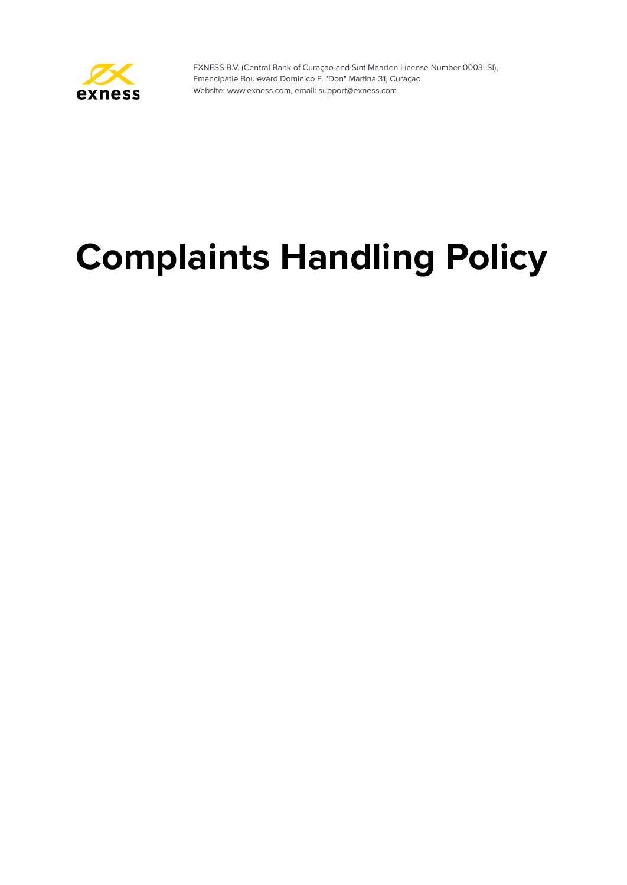exness

EXNESS B.V. (Central Bank of Curaçao and Sint Maarten License Number 0003LSI),
Emancipatie Boulevard Dominico F. "Don" Martina 31, Curaçao
Website: www.exness.com, email: support@exness.com

# Complaints Handling Policy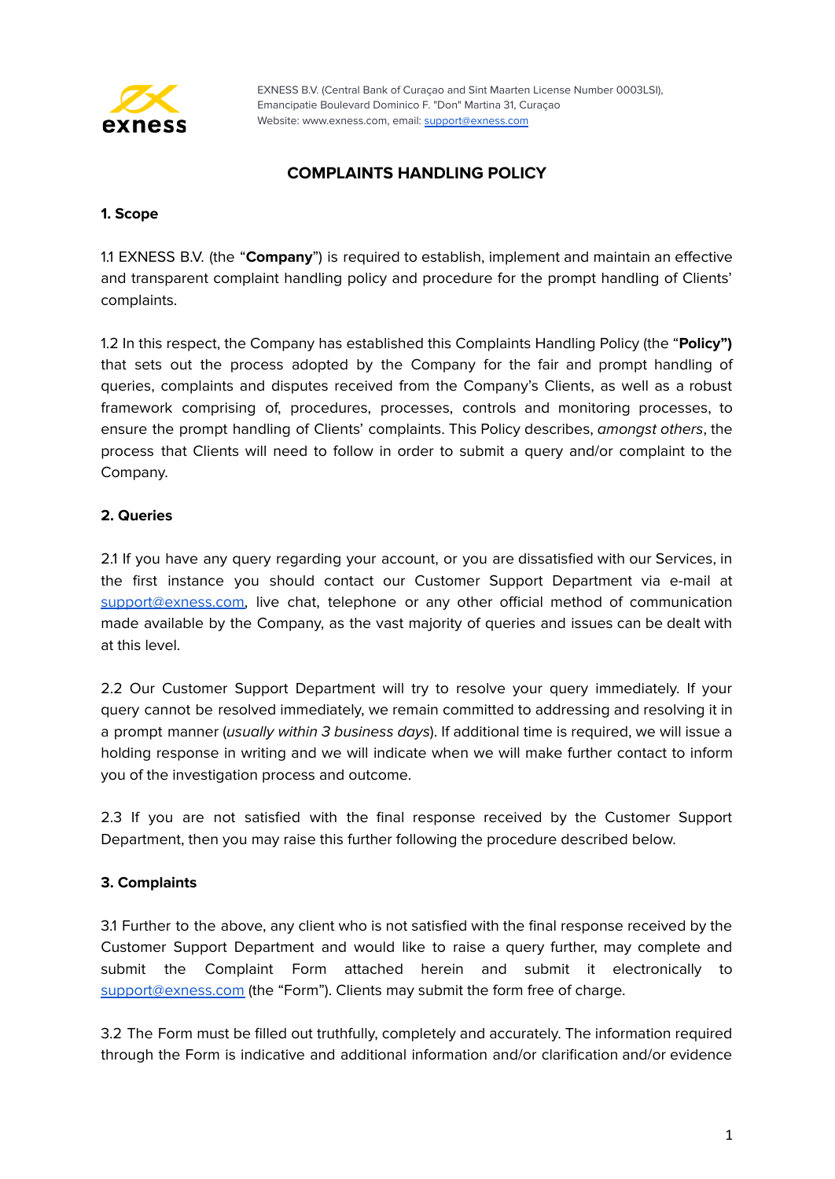EXNESS B.V. (Central Bank of Curaçao and Sint Maarten License Number 0003LSI), Emancipatie Boulevard Dominico F. "Don" Martina 31, Curaçao
Website: www.exness.com, email: support@exness.com

# COMPLAINTS HANDLING POLICY

## 1. Scope

1.1 EXNESS B.V. (the "**Company**") is required to establish, implement and maintain an effective and transparent complaint handling policy and procedure for the prompt handling of Clients' complaints.

1.2 In this respect, the Company has established this Complaints Handling Policy (the "**Policy")** that sets out the process adopted by the Company for the fair and prompt handling of queries, complaints and disputes received from the Company's Clients, as well as a robust framework comprising of, procedures, processes, controls and monitoring processes, to ensure the prompt handling of Clients' complaints. This Policy describes, *amongst others*, the process that Clients will need to follow in order to submit a query and/or complaint to the Company.

## 2. Queries

2.1 If you have any query regarding your account, or you are dissatisfied with our Services, in the first instance you should contact our Customer Support Department via e-mail at support@exness.com, live chat, telephone or any other official method of communication made available by the Company, as the vast majority of queries and issues can be dealt with at this level.

2.2 Our Customer Support Department will try to resolve your query immediately. If your query cannot be resolved immediately, we remain committed to addressing and resolving it in a prompt manner (*usually within 3 business days*). If additional time is required, we will issue a holding response in writing and we will indicate when we will make further contact to inform you of the investigation process and outcome.

2.3 If you are not satisfied with the final response received by the Customer Support Department, then you may raise this further following the procedure described below.

## 3. Complaints

3.1 Further to the above, any client who is not satisfied with the final response received by the Customer Support Department and would like to raise a query further, may complete and submit the Complaint Form attached herein and submit it electronically to support@exness.com (the "Form"). Clients may submit the form free of charge.

3.2 The Form must be filled out truthfully, completely and accurately. The information required through the Form is indicative and additional information and/or clarification and/or evidence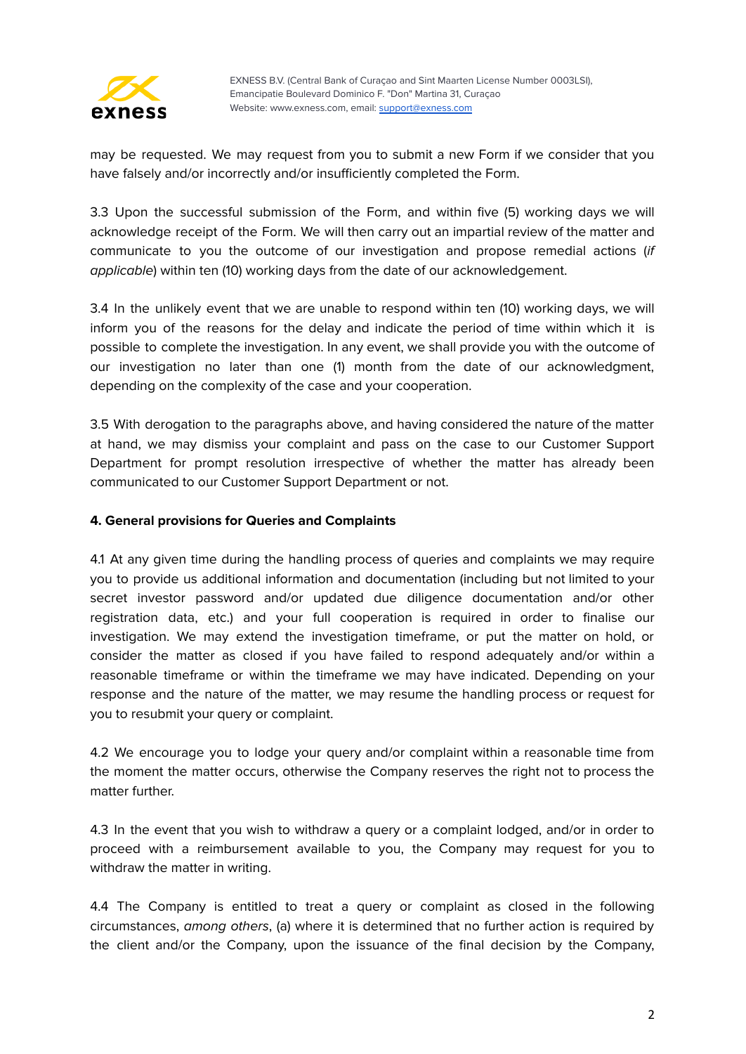may be requested. We may request from you to submit a new Form if we consider that you have falsely and/or incorrectly and/or insufficiently completed the Form.

3.3 Upon the successful submission of the Form, and within five (5) working days we will acknowledge receipt of the Form. We will then carry out an impartial review of the matter and communicate to you the outcome of our investigation and propose remedial actions (*if applicable*) within ten (10) working days from the date of our acknowledgement.

3.4 In the unlikely event that we are unable to respond within ten (10) working days, we will inform you of the reasons for the delay and indicate the period of time within which it is possible to complete the investigation. In any event, we shall provide you with the outcome of our investigation no later than one (1) month from the date of our acknowledgment, depending on the complexity of the case and your cooperation.

3.5 With derogation to the paragraphs above, and having considered the nature of the matter at hand, we may dismiss your complaint and pass on the case to our Customer Support Department for prompt resolution irrespective of whether the matter has already been communicated to our Customer Support Department or not.

**4. General provisions for Queries and Complaints**

4.1 At any given time during the handling process of queries and complaints we may require you to provide us additional information and documentation (including but not limited to your secret investor password and/or updated due diligence documentation and/or other registration data, etc.) and your full cooperation is required in order to finalise our investigation. We may extend the investigation timeframe, or put the matter on hold, or consider the matter as closed if you have failed to respond adequately and/or within a reasonable timeframe or within the timeframe we may have indicated. Depending on your response and the nature of the matter, we may resume the handling process or request for you to resubmit your query or complaint.

4.2 We encourage you to lodge your query and/or complaint within a reasonable time from the moment the matter occurs, otherwise the Company reserves the right not to process the matter further.

4.3 In the event that you wish to withdraw a query or a complaint lodged, and/or in order to proceed with a reimbursement available to you, the Company may request for you to withdraw the matter in writing.

4.4 The Company is entitled to treat a query or complaint as closed in the following circumstances, *among others*, (a) where it is determined that no further action is required by the client and/or the Company, upon the issuance of the final decision by the Company,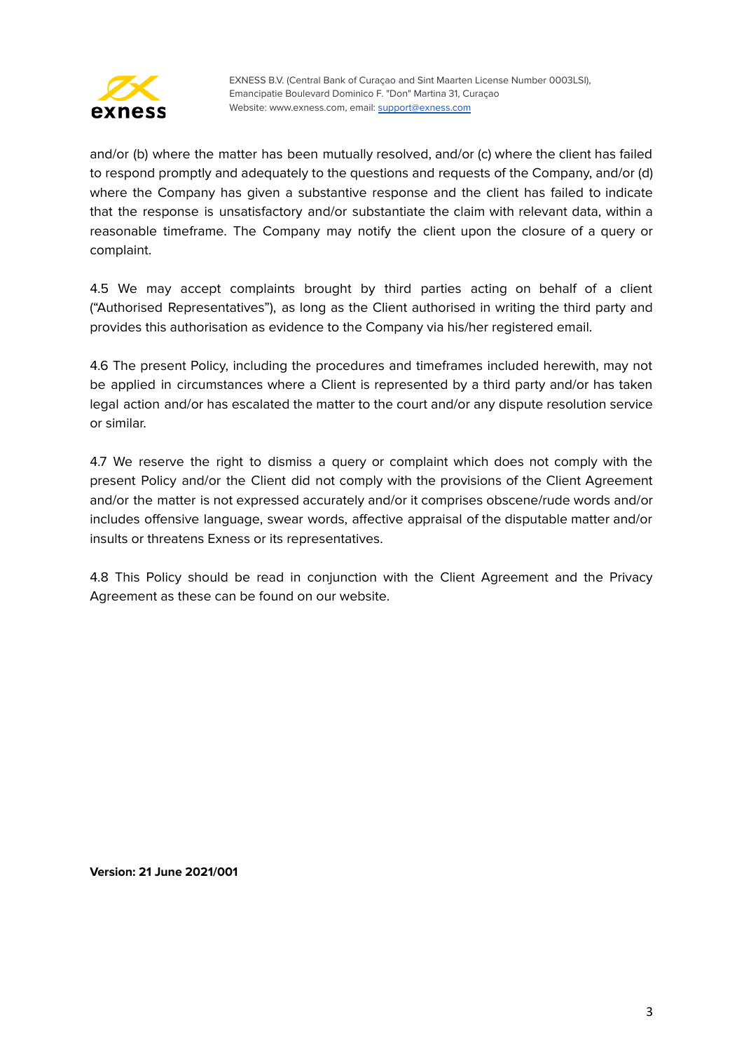and/or (b) where the matter has been mutually resolved, and/or (c) where the client has failed to respond promptly and adequately to the questions and requests of the Company, and/or (d) where the Company has given a substantive response and the client has failed to indicate that the response is unsatisfactory and/or substantiate the claim with relevant data, within a reasonable timeframe. The Company may notify the client upon the closure of a query or complaint.

4.5 We may accept complaints brought by third parties acting on behalf of a client ("Authorised Representatives"), as long as the Client authorised in writing the third party and provides this authorisation as evidence to the Company via his/her registered email.

4.6 The present Policy, including the procedures and timeframes included herewith, may not be applied in circumstances where a Client is represented by a third party and/or has taken legal action and/or has escalated the matter to the court and/or any dispute resolution service or similar.

4.7 We reserve the right to dismiss a query or complaint which does not comply with the present Policy and/or the Client did not comply with the provisions of the Client Agreement and/or the matter is not expressed accurately and/or it comprises obscene/rude words and/or includes offensive language, swear words, affective appraisal of the disputable matter and/or insults or threatens Exness or its representatives.

4.8 This Policy should be read in conjunction with the Client Agreement and the Privacy Agreement as these can be found on our website.

**Version: 21 June 2021/001**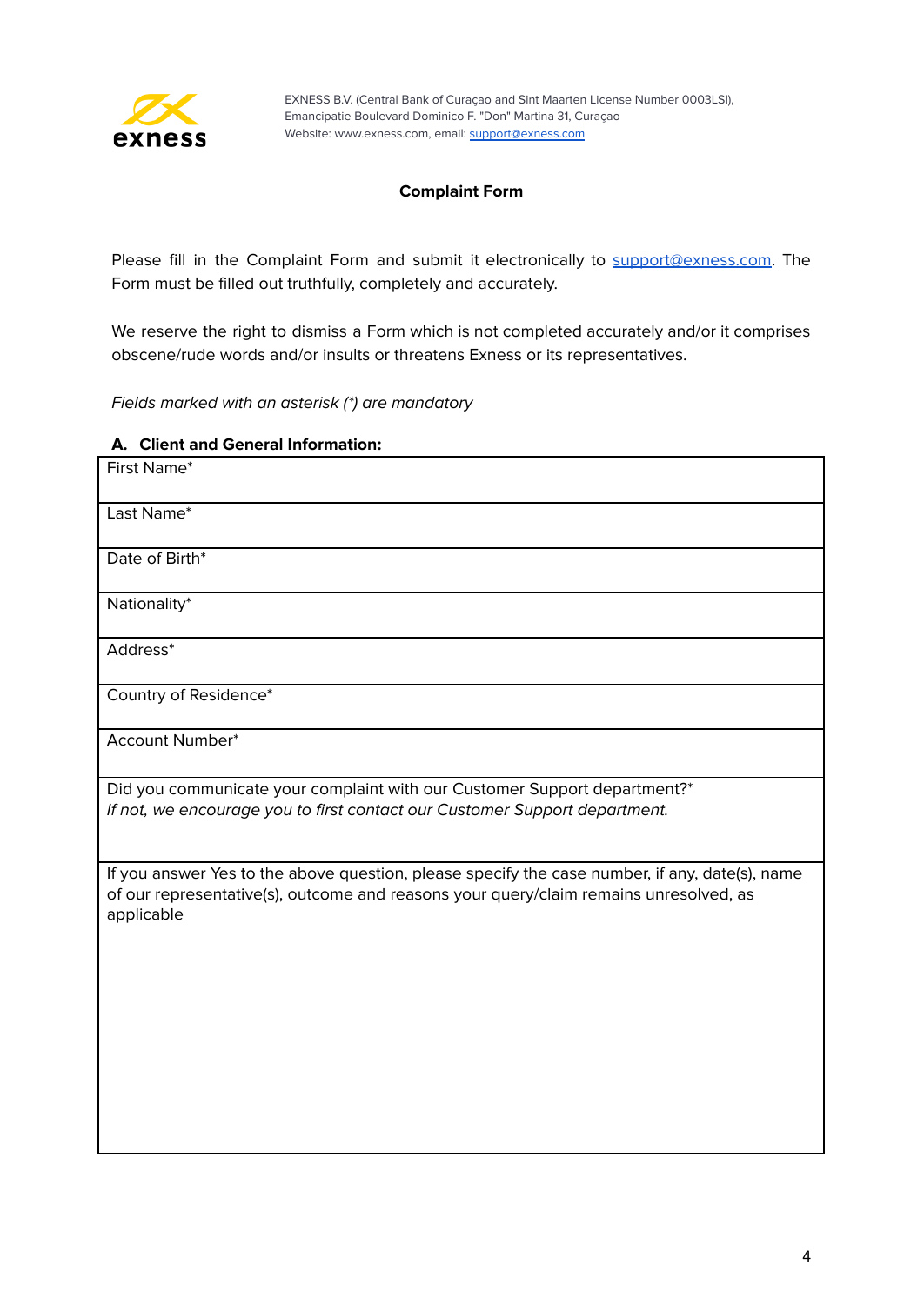EXNESS B.V. (Central Bank of Curaçao and Sint Maarten License Number 0003LSI), Emancipatie Boulevard Dominico F. "Don" Martina 31, Curaçao
Website: www.exness.com, email: support@exness.com

## Complaint Form

Please fill in the Complaint Form and submit it electronically to support@exness.com. The Form must be filled out truthfully, completely and accurately.

We reserve the right to dismiss a Form which is not completed accurately and/or it comprises obscene/rude words and/or insults or threatens Exness or its representatives.

*Fields marked with an asterisk (*) are mandatory*

### A. Client and General Information:

| |
|---|
| First Name* |
| Last Name* |
| Date of Birth* |
| Nationality* |
| Address* |
| Country of Residence* |
| Account Number* |
| Did you communicate your complaint with our Customer Support department?* <br> *If not, we encourage you to first contact our Customer Support department.* |
| If you answer Yes to the above question, please specify the case number, if any, date(s), name of our representative(s), outcome and reasons your query/claim remains unresolved, as applicable |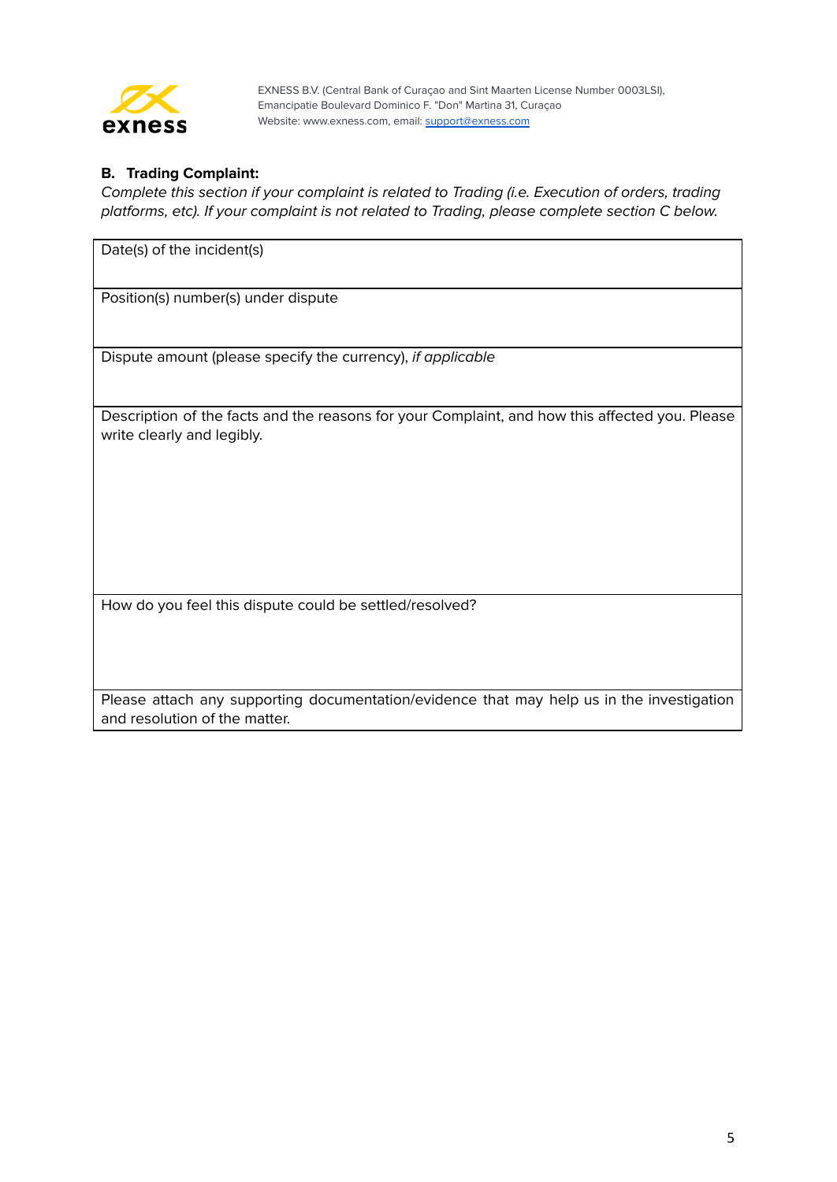EXNESS B.V. (Central Bank of Curaçao and Sint Maarten License Number 0003LSI), Emancipatie Boulevard Dominico F. "Don" Martina 31, Curaçao
Website: www.exness.com, email: support@exness.com

**B. Trading Complaint:**

*Complete this section if your complaint is related to Trading (i.e. Execution of orders, trading platforms, etc). If your complaint is not related to Trading, please complete section C below.*

| Date(s) of the incident(s) |
|---|
| Position(s) number(s) under dispute |
| Dispute amount (please specify the currency), *if applicable* |
| Description of the facts and the reasons for your Complaint, and how this affected you. Please write clearly and legibly. |
| How do you feel this dispute could be settled/resolved? |
| Please attach any supporting documentation/evidence that may help us in the investigation and resolution of the matter. |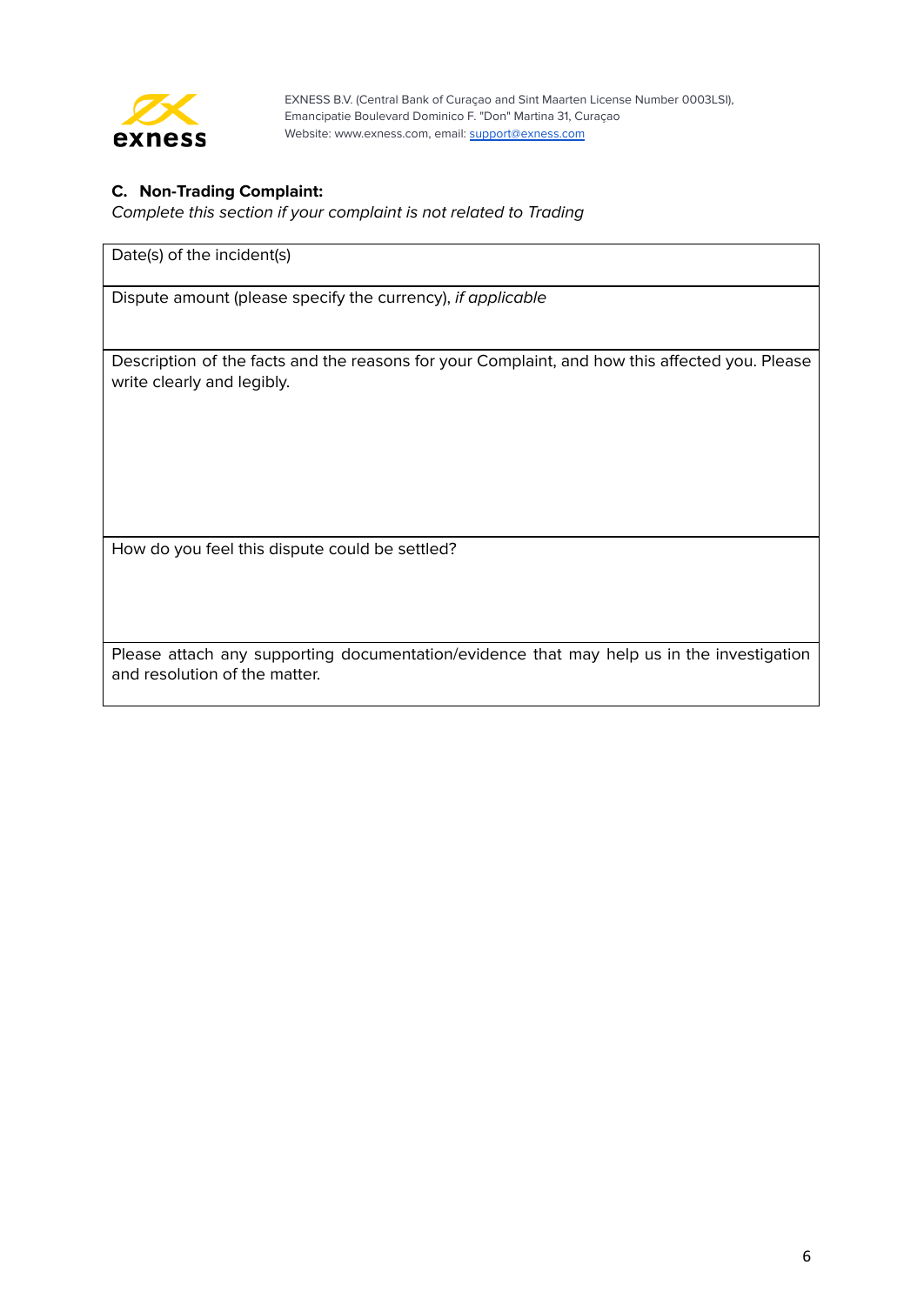EXNESS B.V. (Central Bank of Curaçao and Sint Maarten License Number 0003LSI), Emancipatie Boulevard Dominico F. "Don" Martina 31, Curaçao
Website: www.exness.com, email: support@exness.com

## C. Non-Trading Complaint:

*Complete this section if your complaint is not related to Trading*

| |
|---|
| Date(s) of the incident(s) |
| Dispute amount (please specify the currency), *if applicable* |
| Description of the facts and the reasons for your Complaint, and how this affected you. Please write clearly and legibly. |
| How do you feel this dispute could be settled? |
| Please attach any supporting documentation/evidence that may help us in the investigation and resolution of the matter. |